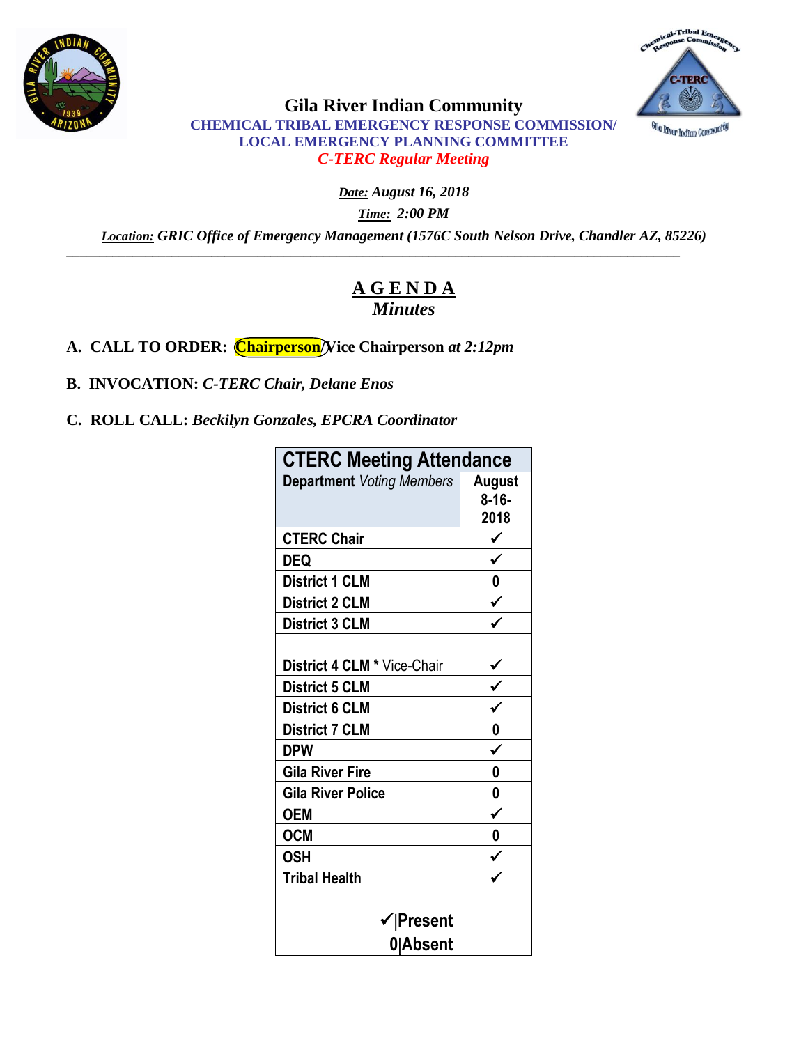# Gila River Indian Community

## CHEMICAL TRIBAL EMERGENCY RESPONSE COMMISSION/ LOCAL EMERGENCY PLANNING COMMITTEE

### *C-TERC Regular Meeting*

***Date:*** ***August 16, 2018***

***Time:*** ***2:00 PM***

***Location:*** ***GRIC Office of Emergency Management (1576C South Nelson Drive, Chandler AZ, 85226)***

---

## A G E N D A

### *Minutes*

**A. CALL TO ORDER: Chairperson/Vice Chairperson *at 2:12pm***

**B. INVOCATION: *C-TERC Chair, Delane Enos***

**C. ROLL CALL: *Beckilyn Gonzales, EPCRA Coordinator***

| CTERC Meeting Attendance | |
|---|---|
| **Department** *Voting Members* | **August 8-16-2018** |
| CTERC Chair | ✓ |
| DEQ | ✓ |
| District 1 CLM | 0 |
| District 2 CLM | ✓ |
| District 3 CLM | ✓ |
| District 4 CLM * Vice-Chair | ✓ |
| District 5 CLM | ✓ |
| District 6 CLM | ✓ |
| District 7 CLM | 0 |
| DPW | ✓ |
| Gila River Fire | 0 |
| Gila River Police | 0 |
| OEM | ✓ |
| OCM | 0 |
| OSH | ✓ |
| Tribal Health | ✓ |
| ✓\|Present 0\|Absent | |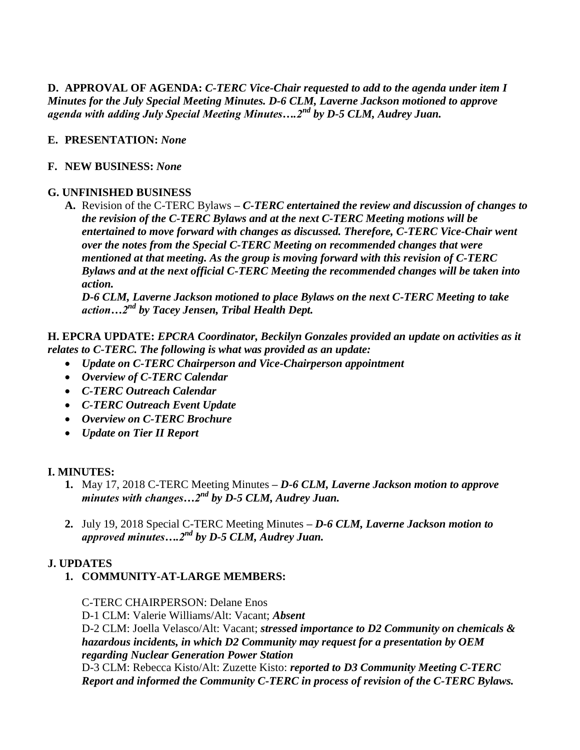**D. APPROVAL OF AGENDA:** ***C-TERC Vice-Chair requested to add to the agenda under item I Minutes for the July Special Meeting Minutes. D-6 CLM, Laverne Jackson motioned to approve agenda with adding July Special Meeting Minutes….2nd by D-5 CLM, Audrey Juan.***

**E. PRESENTATION:** ***None***

**F. NEW BUSINESS:** ***None***

**G. UNFINISHED BUSINESS**

**A.** Revision of the C-TERC Bylaws – ***C-TERC entertained the review and discussion of changes to the revision of the C-TERC Bylaws and at the next C-TERC Meeting motions will be entertained to move forward with changes as discussed. Therefore, C-TERC Vice-Chair went over the notes from the Special C-TERC Meeting on recommended changes that were mentioned at that meeting. As the group is moving forward with this revision of C-TERC Bylaws and at the next official C-TERC Meeting the recommended changes will be taken into action.***

***D-6 CLM, Laverne Jackson motioned to place Bylaws on the next C-TERC Meeting to take action…2nd by Tacey Jensen, Tribal Health Dept.***

**H. EPCRA UPDATE:** ***EPCRA Coordinator, Beckilyn Gonzales provided an update on activities as it relates to C-TERC. The following is what was provided as an update:***

- ***Update on C-TERC Chairperson and Vice-Chairperson appointment***
- ***Overview of C-TERC Calendar***
- ***C-TERC Outreach Calendar***
- ***C-TERC Outreach Event Update***
- ***Overview on C-TERC Brochure***
- ***Update on Tier II Report***

**I. MINUTES:**

1. May 17, 2018 C-TERC Meeting Minutes – ***D-6 CLM, Laverne Jackson motion to approve minutes with changes…2nd by D-5 CLM, Audrey Juan.***

2. July 19, 2018 Special C-TERC Meeting Minutes – ***D-6 CLM, Laverne Jackson motion to approved minutes….2nd by D-5 CLM, Audrey Juan.***

**J. UPDATES**

1. **COMMUNITY-AT-LARGE MEMBERS:**

C-TERC CHAIRPERSON: Delane Enos
D-1 CLM: Valerie Williams/Alt: Vacant; ***Absent***
D-2 CLM: Joella Velasco/Alt: Vacant; ***stressed importance to D2 Community on chemicals & hazardous incidents, in which D2 Community may request for a presentation by OEM regarding Nuclear Generation Power Station***
D-3 CLM: Rebecca Kisto/Alt: Zuzette Kisto: ***reported to D3 Community Meeting C-TERC Report and informed the Community C-TERC in process of revision of the C-TERC Bylaws.***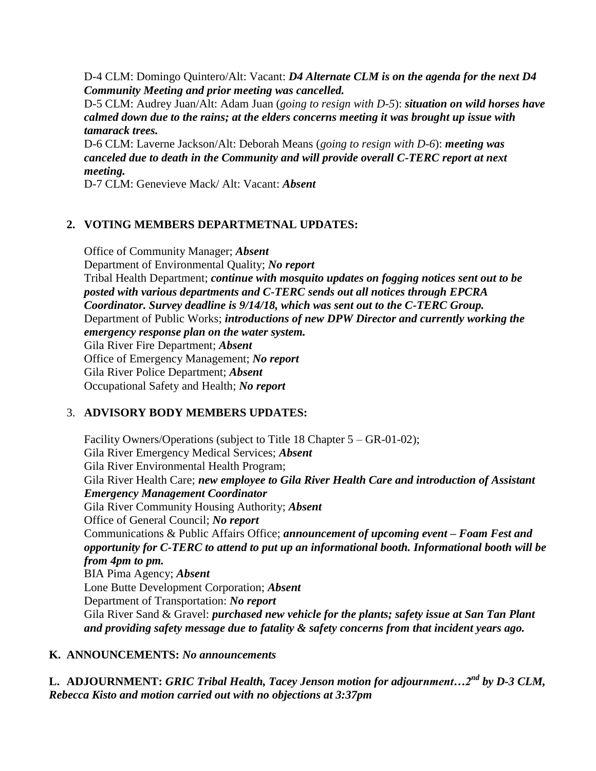D-4 CLM: Domingo Quintero/Alt: Vacant: ***D4 Alternate CLM is on the agenda for the next D4 Community Meeting and prior meeting was cancelled.***

D-5 CLM: Audrey Juan/Alt: Adam Juan (*going to resign with D-5*): ***situation on wild horses have calmed down due to the rains; at the elders concerns meeting it was brought up issue with tamarack trees.***

D-6 CLM: Laverne Jackson/Alt: Deborah Means (*going to resign with D-6*): ***meeting was canceled due to death in the Community and will provide overall C-TERC report at next meeting.***

D-7 CLM: Genevieve Mack/ Alt: Vacant: ***Absent***

**2. VOTING MEMBERS DEPARTMETNAL UPDATES:**

Office of Community Manager; ***Absent***

Department of Environmental Quality; ***No report***

Tribal Health Department; ***continue with mosquito updates on fogging notices sent out to be posted with various departments and C-TERC sends out all notices through EPCRA Coordinator. Survey deadline is 9/14/18, which was sent out to the C-TERC Group.***

Department of Public Works; ***introductions of new DPW Director and currently working the emergency response plan on the water system.***

Gila River Fire Department; ***Absent***

Office of Emergency Management; ***No report***

Gila River Police Department; ***Absent***

Occupational Safety and Health; ***No report***

3. **ADVISORY BODY MEMBERS UPDATES:**

Facility Owners/Operations (subject to Title 18 Chapter 5 – GR-01-02);

Gila River Emergency Medical Services; ***Absent***

Gila River Environmental Health Program;

Gila River Health Care; ***new employee to Gila River Health Care and introduction of Assistant Emergency Management Coordinator***

Gila River Community Housing Authority; ***Absent***

Office of General Council; ***No report***

Communications & Public Affairs Office; ***announcement of upcoming event – Foam Fest and opportunity for C-TERC to attend to put up an informational booth. Informational booth will be from 4pm to pm.***

BIA Pima Agency; ***Absent***

Lone Butte Development Corporation; ***Absent***

Department of Transportation: ***No report***

Gila River Sand & Gravel: ***purchased new vehicle for the plants; safety issue at San Tan Plant and providing safety message due to fatality & safety concerns from that incident years ago.***

**K. ANNOUNCEMENTS:** ***No announcements***

**L. ADJOURNMENT:** ***GRIC Tribal Health, Tacey Jenson motion for adjournment…2nd by D-3 CLM, Rebecca Kisto and motion carried out with no objections at 3:37pm***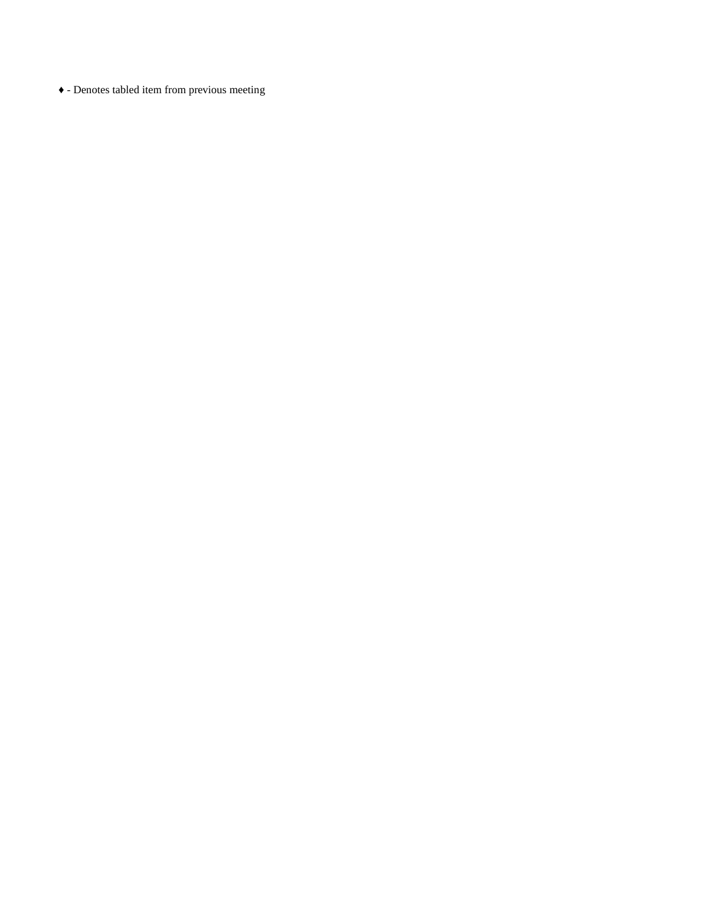♦ - Denotes tabled item from previous meeting